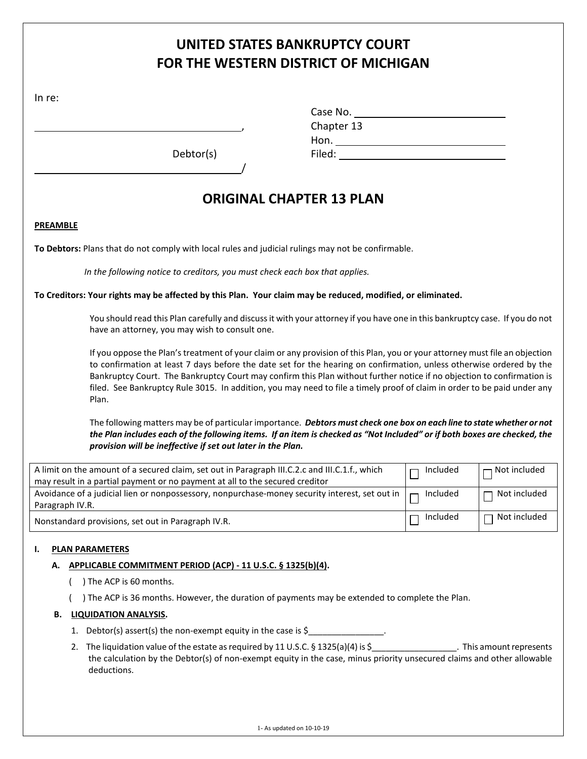# UNITED STATES BANKRUPTCY COURT
# FOR THE WESTERN DISTRICT OF MICHIGAN

In re:

\_\_\_\_\_\_\_\_\_\_\_\_\_\_\_\_\_\_\_\_\_\_\_\_\_\_\_\_\_\_\_\_\_\_,

Debtor(s)

\_\_\_\_\_\_\_\_\_\_\_\_\_\_\_\_\_\_\_\_\_\_\_\_\_\_\_\_\_\_\_\_\_\_/

Case No. \_\_\_\_\_\_\_\_\_\_\_\_\_\_\_\_\_\_\_\_
Chapter 13
Hon. \_\_\_\_\_\_\_\_\_\_\_\_\_\_\_\_\_\_\_\_\_\_\_\_
Filed: \_\_\_\_\_\_\_\_\_\_\_\_\_\_\_\_\_\_\_\_\_\_\_\_

## ORIGINAL CHAPTER 13 PLAN

**PREAMBLE**

**To Debtors:** Plans that do not comply with local rules and judicial rulings may not be confirmable.

*In the following notice to creditors, you must check each box that applies.*

**To Creditors: Your rights may be affected by this Plan. Your claim may be reduced, modified, or eliminated.**

You should read this Plan carefully and discuss it with your attorney if you have one in this bankruptcy case. If you do not have an attorney, you may wish to consult one.

If you oppose the Plan's treatment of your claim or any provision of this Plan, you or your attorney must file an objection to confirmation at least 7 days before the date set for the hearing on confirmation, unless otherwise ordered by the Bankruptcy Court. The Bankruptcy Court may confirm this Plan without further notice if no objection to confirmation is filed. See Bankruptcy Rule 3015. In addition, you may need to file a timely proof of claim in order to be paid under any Plan.

The following matters may be of particular importance. ***Debtors must check one box on each line to state whether or not the Plan includes each of the following items. If an item is checked as "Not Included" or if both boxes are checked, the provision will be ineffective if set out later in the Plan.***

| | | |
|---|---|---|
| A limit on the amount of a secured claim, set out in Paragraph III.C.2.c and III.C.1.f., which may result in a partial payment or no payment at all to the secured creditor | ☐ Included | ☐ Not included |
| Avoidance of a judicial lien or nonpossessory, nonpurchase-money security interest, set out in Paragraph IV.R. | ☐ Included | ☐ Not included |
| Nonstandard provisions, set out in Paragraph IV.R. | ☐ Included | ☐ Not included |

### I. PLAN PARAMETERS

#### A. APPLICABLE COMMITMENT PERIOD (ACP) - 11 U.S.C. § 1325(b)(4).

( ) The ACP is 60 months.

( ) The ACP is 36 months. However, the duration of payments may be extended to complete the Plan.

#### B. LIQUIDATION ANALYSIS.

1. Debtor(s) assert(s) the non-exempt equity in the case is $\_\_\_\_\_\_\_\_\_\_\_\_\_\_\_\_.
2. The liquidation value of the estate as required by 11 U.S.C. § 1325(a)(4) is $\_\_\_\_\_\_\_\_\_\_\_\_\_\_\_\_\_\_. This amount represents the calculation by the Debtor(s) of non-exempt equity in the case, minus priority unsecured claims and other allowable deductions.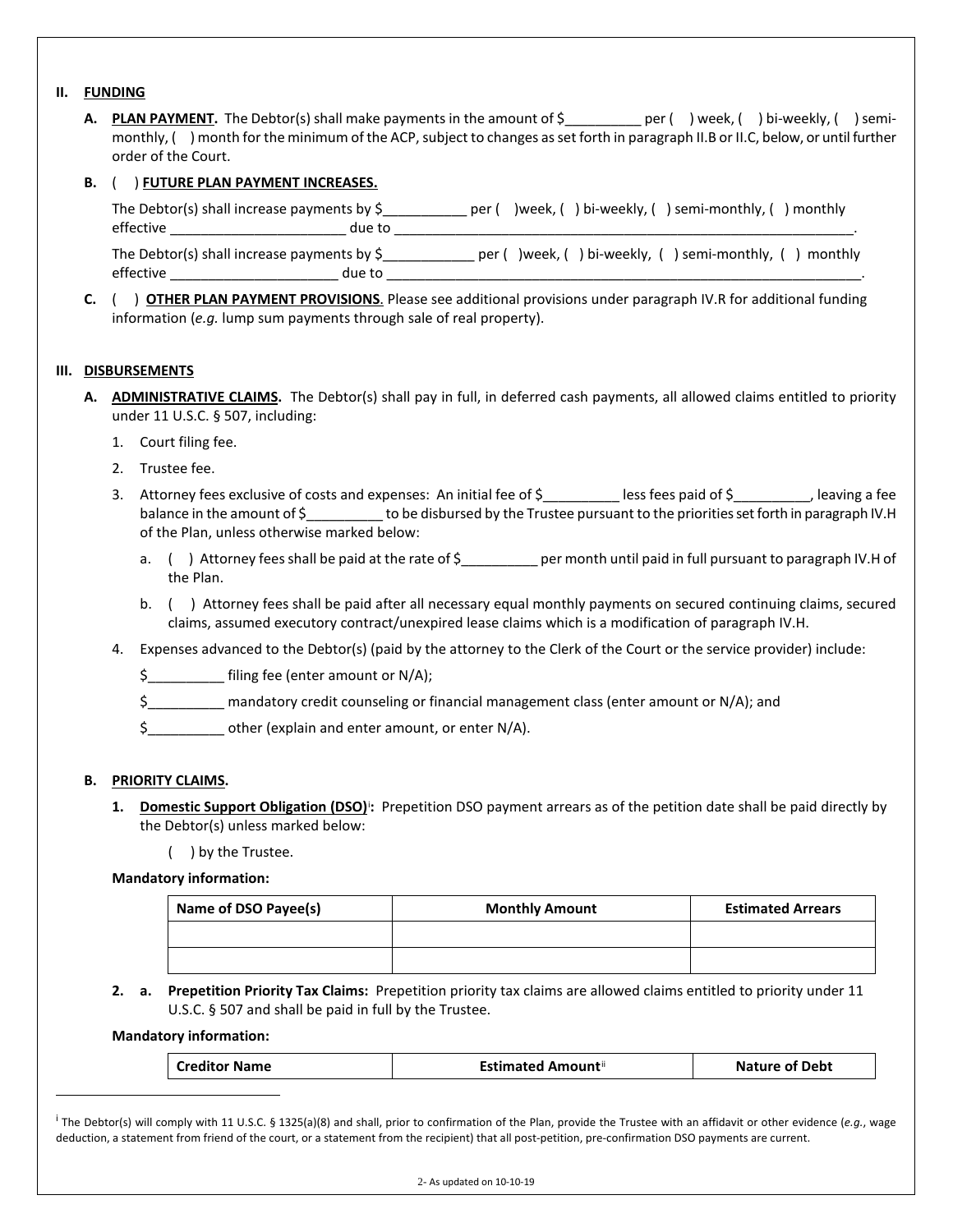## II. FUNDING

**A. PLAN PAYMENT.** The Debtor(s) shall make payments in the amount of $__________ per ( ) week, ( ) bi-weekly, ( ) semi-monthly, ( ) month for the minimum of the ACP, subject to changes as set forth in paragraph II.B or II.C, below, or until further order of the Court.

**B.** ( ) **FUTURE PLAN PAYMENT INCREASES.**

The Debtor(s) shall increase payments by $___________ per ( )week, ( ) bi-weekly, ( ) semi-monthly, ( ) monthly effective ______________________ due to ______________________________________________________________.

The Debtor(s) shall increase payments by $____________ per ( )week, ( ) bi-weekly, ( ) semi-monthly, ( ) monthly effective _____________________ due to _______________________________________________________________.

**C.** ( ) **OTHER PLAN PAYMENT PROVISIONS**. Please see additional provisions under paragraph IV.R for additional funding information (*e.g.* lump sum payments through sale of real property).

## III. DISBURSEMENTS

**A. ADMINISTRATIVE CLAIMS.** The Debtor(s) shall pay in full, in deferred cash payments, all allowed claims entitled to priority under 11 U.S.C. § 507, including:

1. Court filing fee.
2. Trustee fee.
3. Attorney fees exclusive of costs and expenses: An initial fee of $__________ less fees paid of $__________, leaving a fee balance in the amount of $__________ to be disbursed by the Trustee pursuant to the priorities set forth in paragraph IV.H of the Plan, unless otherwise marked below:
   a. ( ) Attorney fees shall be paid at the rate of $__________ per month until paid in full pursuant to paragraph IV.H of the Plan.
   b. ( ) Attorney fees shall be paid after all necessary equal monthly payments on secured continuing claims, secured claims, assumed executory contract/unexpired lease claims which is a modification of paragraph IV.H.
4. Expenses advanced to the Debtor(s) (paid by the attorney to the Clerk of the Court or the service provider) include:

   $__________ filing fee (enter amount or N/A);

   $__________ mandatory credit counseling or financial management class (enter amount or N/A); and

   $__________ other (explain and enter amount, or enter N/A).

**B. PRIORITY CLAIMS.**

1. **Domestic Support Obligation (DSO)**[i]**:** Prepetition DSO payment arrears as of the petition date shall be paid directly by the Debtor(s) unless marked below:

   ( ) by the Trustee.

**Mandatory information:**

| Name of DSO Payee(s) | Monthly Amount | Estimated Arrears |
|---|---|---|
| | | |
| | | |

2. a. **Prepetition Priority Tax Claims:** Prepetition priority tax claims are allowed claims entitled to priority under 11 U.S.C. § 507 and shall be paid in full by the Trustee.

**Mandatory information:**

| Creditor Name | Estimated Amount[ii] | Nature of Debt |
|---|---|---|

---

[i] The Debtor(s) will comply with 11 U.S.C. § 1325(a)(8) and shall, prior to confirmation of the Plan, provide the Trustee with an affidavit or other evidence (*e.g.*, wage deduction, a statement from friend of the court, or a statement from the recipient) that all post-petition, pre-confirmation DSO payments are current.

As updated on 10-10-19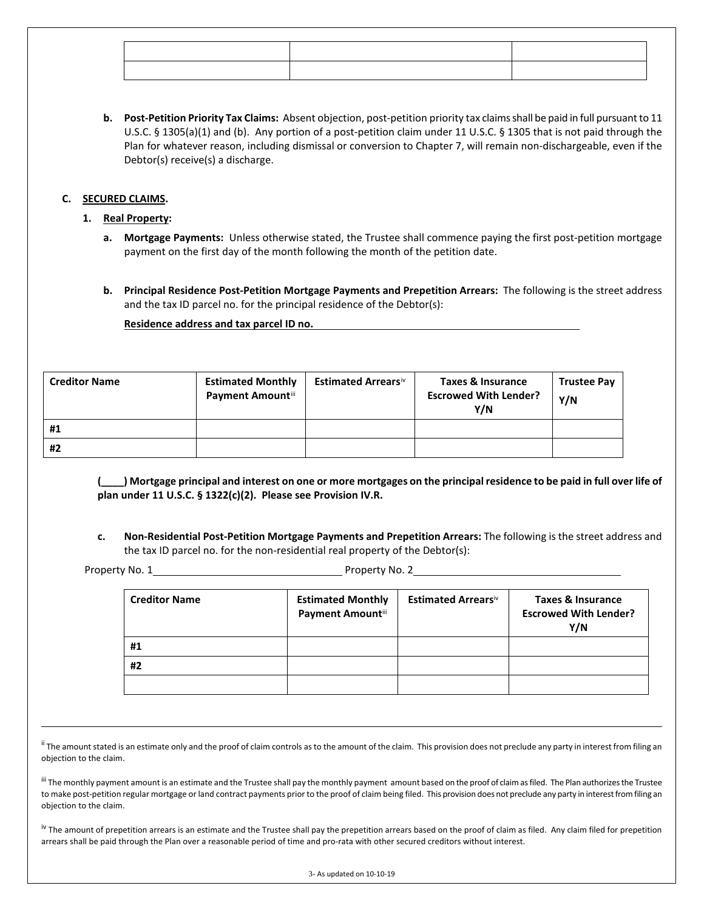| | | |
|---|---|---|
| | | |
| | | |

**b. Post-Petition Priority Tax Claims:** Absent objection, post-petition priority tax claims shall be paid in full pursuant to 11 U.S.C. § 1305(a)(1) and (b). Any portion of a post-petition claim under 11 U.S.C. § 1305 that is not paid through the Plan for whatever reason, including dismissal or conversion to Chapter 7, will remain non-dischargeable, even if the Debtor(s) receive(s) a discharge.

**C. SECURED CLAIMS.**

**1. Real Property:**

**a. Mortgage Payments:** Unless otherwise stated, the Trustee shall commence paying the first post-petition mortgage payment on the first day of the month following the month of the petition date.

**b. Principal Residence Post-Petition Mortgage Payments and Prepetition Arrears:** The following is the street address and the tax ID parcel no. for the principal residence of the Debtor(s):

**Residence address and tax parcel ID no.** ______________________________

| Creditor Name | Estimated Monthly Payment Amount[iii] | Estimated Arrears[iv] | Taxes & Insurance Escrowed With Lender? Y/N | Trustee Pay Y/N |
|---|---|---|---|---|
| #1 | | | | |
| #2 | | | | |

**(____) Mortgage principal and interest on one or more mortgages on the principal residence to be paid in full over life of plan under 11 U.S.C. § 1322(c)(2). Please see Provision IV.R.**

**c. Non-Residential Post-Petition Mortgage Payments and Prepetition Arrears:** The following is the street address and the tax ID parcel no. for the non-residential real property of the Debtor(s):

Property No. 1______________________________ Property No. 2______________________________

| Creditor Name | Estimated Monthly Payment Amount[iii] | Estimated Arrears[iv] | Taxes & Insurance Escrowed With Lender? Y/N |
|---|---|---|---|
| #1 | | | |
| #2 | | | |
| | | | |

---

[ii] The amount stated is an estimate only and the proof of claim controls as to the amount of the claim. This provision does not preclude any party in interest from filing an objection to the claim.

[iii] The monthly payment amount is an estimate and the Trustee shall pay the monthly payment amount based on the proof of claim as filed. The Plan authorizes the Trustee to make post-petition regular mortgage or land contract payments prior to the proof of claim being filed. This provision does not preclude any party in interest from filing an objection to the claim.

[iv] The amount of prepetition arrears is an estimate and the Trustee shall pay the prepetition arrears based on the proof of claim as filed. Any claim filed for prepetition arrears shall be paid through the Plan over a reasonable period of time and pro-rata with other secured creditors without interest.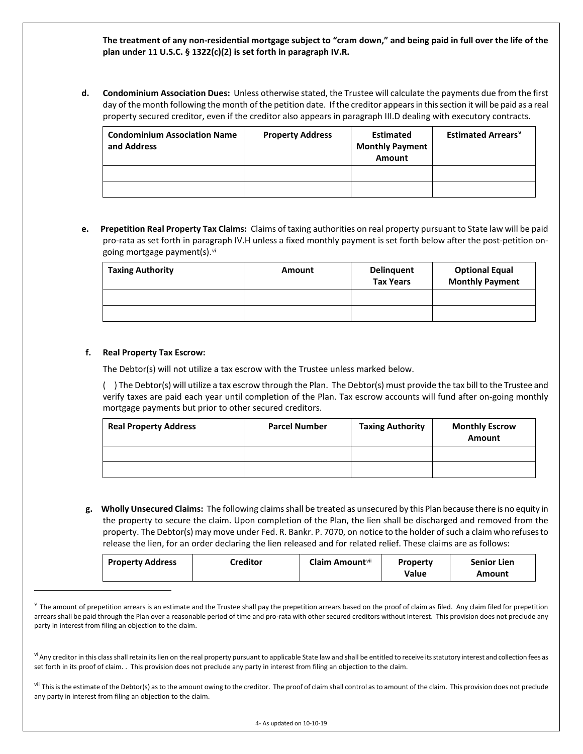**The treatment of any non-residential mortgage subject to "cram down," and being paid in full over the life of the plan under 11 U.S.C. § 1322(c)(2) is set forth in paragraph IV.R.**

**d. Condominium Association Dues:** Unless otherwise stated, the Trustee will calculate the payments due from the first day of the month following the month of the petition date. If the creditor appears in this section it will be paid as a real property secured creditor, even if the creditor also appears in paragraph III.D dealing with executory contracts.

| Condominium Association Name and Address | Property Address | Estimated Monthly Payment Amount | Estimated Arrears[v] |
|---|---|---|---|
| | | | |
| | | | |

**e. Prepetition Real Property Tax Claims:** Claims of taxing authorities on real property pursuant to State law will be paid pro-rata as set forth in paragraph IV.H unless a fixed monthly payment is set forth below after the post-petition on-going mortgage payment(s).[vi]

| Taxing Authority | Amount | Delinquent Tax Years | Optional Equal Monthly Payment |
|---|---|---|---|
| | | | |
| | | | |

**f. Real Property Tax Escrow:**

The Debtor(s) will not utilize a tax escrow with the Trustee unless marked below.

( ) The Debtor(s) will utilize a tax escrow through the Plan. The Debtor(s) must provide the tax bill to the Trustee and verify taxes are paid each year until completion of the Plan. Tax escrow accounts will fund after on-going monthly mortgage payments but prior to other secured creditors.

| Real Property Address | Parcel Number | Taxing Authority | Monthly Escrow Amount |
|---|---|---|---|
| | | | |
| | | | |

**g. Wholly Unsecured Claims:** The following claims shall be treated as unsecured by this Plan because there is no equity in the property to secure the claim. Upon completion of the Plan, the lien shall be discharged and removed from the property. The Debtor(s) may move under Fed. R. Bankr. P. 7070, on notice to the holder of such a claim who refuses to release the lien, for an order declaring the lien released and for related relief. These claims are as follows:

| Property Address | Creditor | Claim Amount[vii] | Property Value | Senior Lien Amount |
|---|---|---|---|---|

[v] The amount of prepetition arrears is an estimate and the Trustee shall pay the prepetition arrears based on the proof of claim as filed. Any claim filed for prepetition arrears shall be paid through the Plan over a reasonable period of time and pro-rata with other secured creditors without interest. This provision does not preclude any party in interest from filing an objection to the claim.

[vi] Any creditor in this class shall retain its lien on the real property pursuant to applicable State law and shall be entitled to receive its statutory interest and collection fees as set forth in its proof of claim. . This provision does not preclude any party in interest from filing an objection to the claim.

[vii] This is the estimate of the Debtor(s) as to the amount owing to the creditor. The proof of claim shall control as to amount of the claim. This provision does not preclude any party in interest from filing an objection to the claim.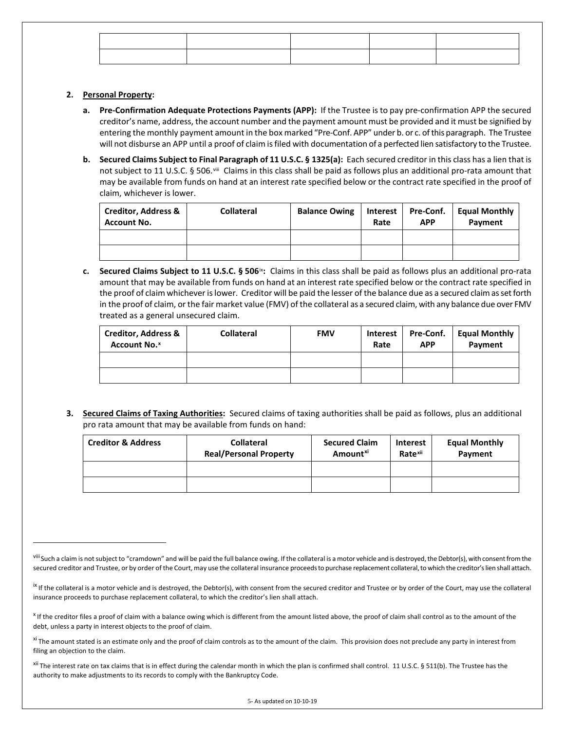| | | | | |
|---|---|---|---|---|
| | | | | |
| | | | | |

2. **Personal Property:**

   a. **Pre-Confirmation Adequate Protections Payments (APP):** If the Trustee is to pay pre-confirmation APP the secured creditor's name, address, the account number and the payment amount must be provided and it must be signified by entering the monthly payment amount in the box marked "Pre-Conf. APP" under b. or c. of this paragraph. The Trustee will not disburse an APP until a proof of claim is filed with documentation of a perfected lien satisfactory to the Trustee.

   b. **Secured Claims Subject to Final Paragraph of 11 U.S.C. § 1325(a):** Each secured creditor in this class has a lien that is not subject to 11 U.S.C. § 506.[viii] Claims in this class shall be paid as follows plus an additional pro-rata amount that may be available from funds on hand at an interest rate specified below or the contract rate specified in the proof of claim, whichever is lower.

| Creditor, Address & Account No. | Collateral | Balance Owing | Interest Rate | Pre-Conf. APP | Equal Monthly Payment |
|---|---|---|---|---|---|
| | | | | | |
| | | | | | |

   c. **Secured Claims Subject to 11 U.S.C. § 506[ix]:** Claims in this class shall be paid as follows plus an additional pro-rata amount that may be available from funds on hand at an interest rate specified below or the contract rate specified in the proof of claim whichever is lower. Creditor will be paid the lesser of the balance due as a secured claim as set forth in the proof of claim, or the fair market value (FMV) of the collateral as a secured claim, with any balance due over FMV treated as a general unsecured claim.

| Creditor, Address & Account No.[x] | Collateral | FMV | Interest Rate | Pre-Conf. APP | Equal Monthly Payment |
|---|---|---|---|---|---|
| | | | | | |
| | | | | | |

3. **Secured Claims of Taxing Authorities:** Secured claims of taxing authorities shall be paid as follows, plus an additional pro rata amount that may be available from funds on hand:

| Creditor & Address | Collateral Real/Personal Property | Secured Claim Amount[xi] | Interest Rate[xii] | Equal Monthly Payment |
|---|---|---|---|---|
| | | | | |
| | | | | |

---

[viii] Such a claim is not subject to "cramdown" and will be paid the full balance owing. If the collateral is a motor vehicle and is destroyed, the Debtor(s), with consent from the secured creditor and Trustee, or by order of the Court, may use the collateral insurance proceeds to purchase replacement collateral, to which the creditor's lien shall attach.

[ix] If the collateral is a motor vehicle and is destroyed, the Debtor(s), with consent from the secured creditor and Trustee or by order of the Court, may use the collateral insurance proceeds to purchase replacement collateral, to which the creditor's lien shall attach.

[x] If the creditor files a proof of claim with a balance owing which is different from the amount listed above, the proof of claim shall control as to the amount of the debt, unless a party in interest objects to the proof of claim.

[xi] The amount stated is an estimate only and the proof of claim controls as to the amount of the claim. This provision does not preclude any party in interest from filing an objection to the claim.

[xii] The interest rate on tax claims that is in effect during the calendar month in which the plan is confirmed shall control. 11 U.S.C. § 511(b). The Trustee has the authority to make adjustments to its records to comply with the Bankruptcy Code.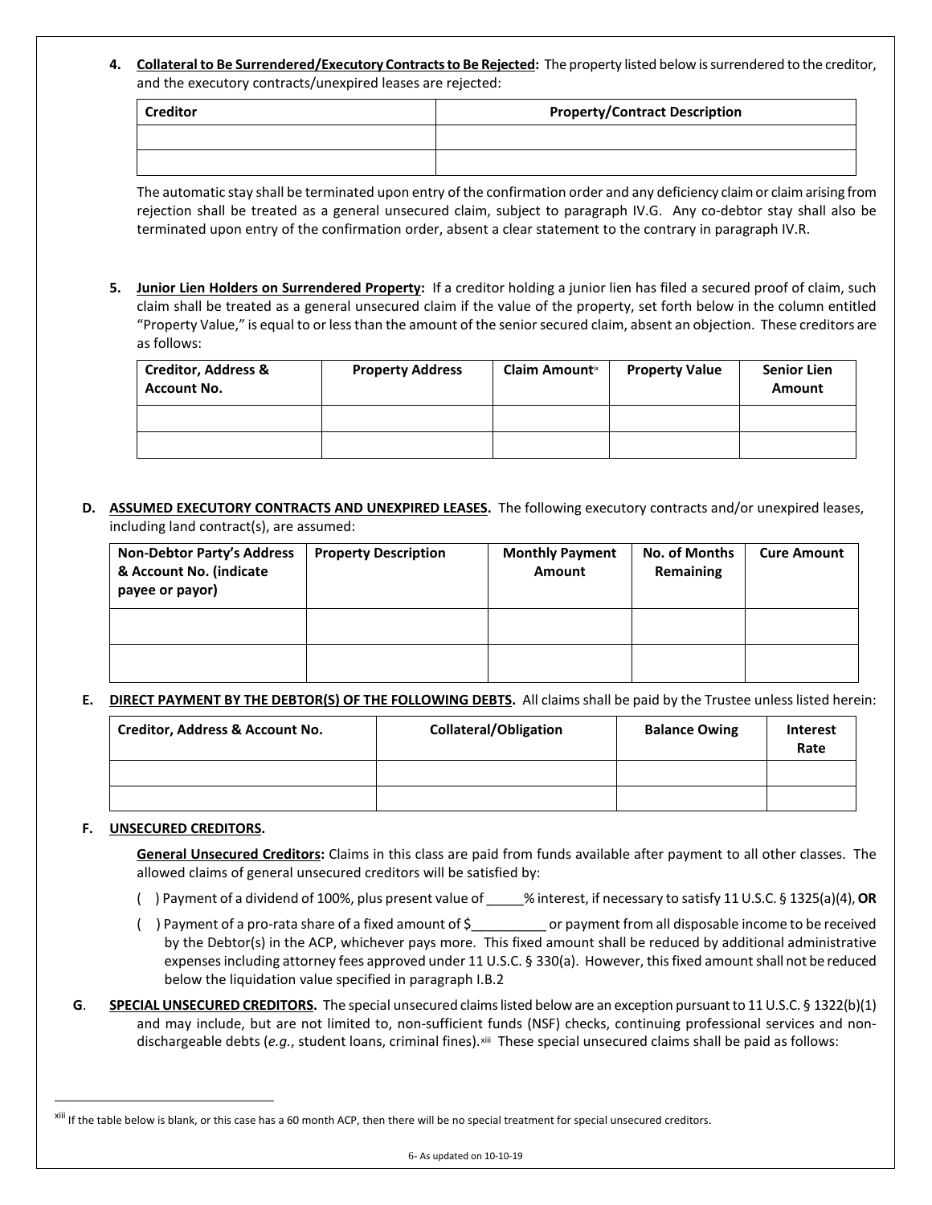4. **Collateral to Be Surrendered/Executory Contracts to Be Rejected:** The property listed below is surrendered to the creditor, and the executory contracts/unexpired leases are rejected:

| Creditor | Property/Contract Description |
|---|---|
| | |
| | |

The automatic stay shall be terminated upon entry of the confirmation order and any deficiency claim or claim arising from rejection shall be treated as a general unsecured claim, subject to paragraph IV.G. Any co-debtor stay shall also be terminated upon entry of the confirmation order, absent a clear statement to the contrary in paragraph IV.R.

5. **Junior Lien Holders on Surrendered Property:** If a creditor holding a junior lien has filed a secured proof of claim, such claim shall be treated as a general unsecured claim if the value of the property, set forth below in the column entitled "Property Value," is equal to or less than the amount of the senior secured claim, absent an objection. These creditors are as follows:

| Creditor, Address & Account No. | Property Address | Claim Amount[ix] | Property Value | Senior Lien Amount |
|---|---|---|---|---|
| | | | | |
| | | | | |

**D. ASSUMED EXECUTORY CONTRACTS AND UNEXPIRED LEASES.** The following executory contracts and/or unexpired leases, including land contract(s), are assumed:

| Non-Debtor Party's Address & Account No. (indicate payee or payor) | Property Description | Monthly Payment Amount | No. of Months Remaining | Cure Amount |
|---|---|---|---|---|
| | | | | |
| | | | | |

**E. DIRECT PAYMENT BY THE DEBTOR(S) OF THE FOLLOWING DEBTS.** All claims shall be paid by the Trustee unless listed herein:

| Creditor, Address & Account No. | Collateral/Obligation | Balance Owing | Interest Rate |
|---|---|---|---|
| | | | |
| | | | |

**F. UNSECURED CREDITORS.**

**General Unsecured Creditors:** Claims in this class are paid from funds available after payment to all other classes. The allowed claims of general unsecured creditors will be satisfied by:

( ) Payment of a dividend of 100%, plus present value of _____% interest, if necessary to satisfy 11 U.S.C. § 1325(a)(4), **OR**

( ) Payment of a pro-rata share of a fixed amount of $__________ or payment from all disposable income to be received by the Debtor(s) in the ACP, whichever pays more. This fixed amount shall be reduced by additional administrative expenses including attorney fees approved under 11 U.S.C. § 330(a). However, this fixed amount shall not be reduced below the liquidation value specified in paragraph I.B.2

**G. SPECIAL UNSECURED CREDITORS.** The special unsecured claims listed below are an exception pursuant to 11 U.S.C. § 1322(b)(1) and may include, but are not limited to, non-sufficient funds (NSF) checks, continuing professional services and non-dischargeable debts (*e.g.*, student loans, criminal fines).[xiii] These special unsecured claims shall be paid as follows:

[xiii] If the table below is blank, or this case has a 60 month ACP, then there will be no special treatment for special unsecured creditors.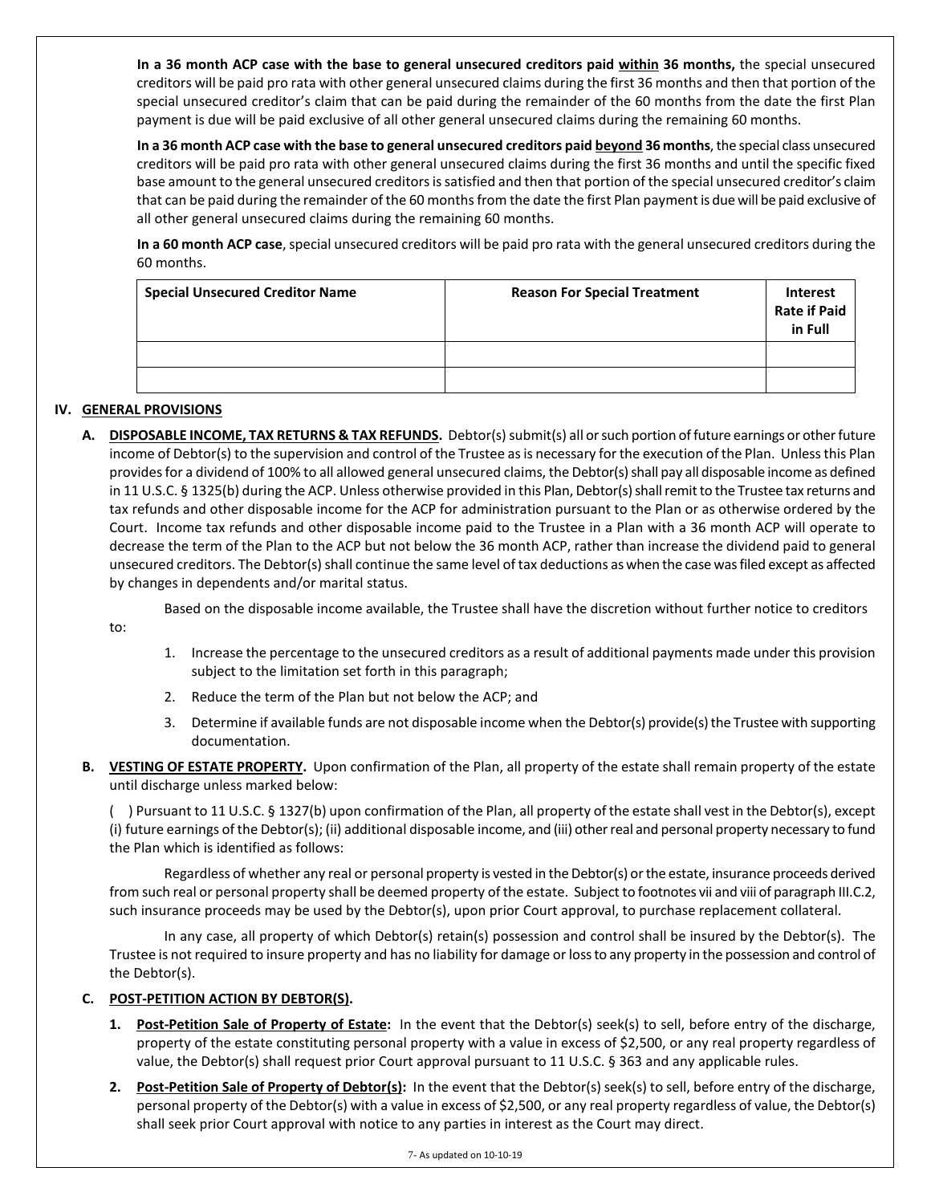**In a 36 month ACP case with the base to general unsecured creditors paid <u>within</u> 36 months,** the special unsecured creditors will be paid pro rata with other general unsecured claims during the first 36 months and then that portion of the special unsecured creditor's claim that can be paid during the remainder of the 60 months from the date the first Plan payment is due will be paid exclusive of all other general unsecured claims during the remaining 60 months.

**In a 36 month ACP case with the base to general unsecured creditors paid <u>beyond</u> 36 months**, the special class unsecured creditors will be paid pro rata with other general unsecured claims during the first 36 months and until the specific fixed base amount to the general unsecured creditors is satisfied and then that portion of the special unsecured creditor's claim that can be paid during the remainder of the 60 months from the date the first Plan payment is due will be paid exclusive of all other general unsecured claims during the remaining 60 months.

**In a 60 month ACP case**, special unsecured creditors will be paid pro rata with the general unsecured creditors during the 60 months.

| Special Unsecured Creditor Name | Reason For Special Treatment | Interest Rate if Paid in Full |
|---|---|---|
| | | |
| | | |

## IV. GENERAL PROVISIONS

**A. <u>DISPOSABLE INCOME, TAX RETURNS & TAX REFUNDS</u>.** Debtor(s) submit(s) all or such portion of future earnings or other future income of Debtor(s) to the supervision and control of the Trustee as is necessary for the execution of the Plan. Unless this Plan provides for a dividend of 100% to all allowed general unsecured claims, the Debtor(s) shall pay all disposable income as defined in 11 U.S.C. § 1325(b) during the ACP. Unless otherwise provided in this Plan, Debtor(s) shall remit to the Trustee tax returns and tax refunds and other disposable income for the ACP for administration pursuant to the Plan or as otherwise ordered by the Court. Income tax refunds and other disposable income paid to the Trustee in a Plan with a 36 month ACP will operate to decrease the term of the Plan to the ACP but not below the 36 month ACP, rather than increase the dividend paid to general unsecured creditors. The Debtor(s) shall continue the same level of tax deductions as when the case was filed except as affected by changes in dependents and/or marital status.

Based on the disposable income available, the Trustee shall have the discretion without further notice to creditors to:

1. Increase the percentage to the unsecured creditors as a result of additional payments made under this provision subject to the limitation set forth in this paragraph;
2. Reduce the term of the Plan but not below the ACP; and
3. Determine if available funds are not disposable income when the Debtor(s) provide(s) the Trustee with supporting documentation.

**B. <u>VESTING OF ESTATE PROPERTY</u>.** Upon confirmation of the Plan, all property of the estate shall remain property of the estate until discharge unless marked below:

( ) Pursuant to 11 U.S.C. § 1327(b) upon confirmation of the Plan, all property of the estate shall vest in the Debtor(s), except (i) future earnings of the Debtor(s); (ii) additional disposable income, and (iii) other real and personal property necessary to fund the Plan which is identified as follows:

Regardless of whether any real or personal property is vested in the Debtor(s) or the estate, insurance proceeds derived from such real or personal property shall be deemed property of the estate. Subject to footnotes vii and viii of paragraph III.C.2, such insurance proceeds may be used by the Debtor(s), upon prior Court approval, to purchase replacement collateral.

In any case, all property of which Debtor(s) retain(s) possession and control shall be insured by the Debtor(s). The Trustee is not required to insure property and has no liability for damage or loss to any property in the possession and control of the Debtor(s).

**C. <u>POST-PETITION ACTION BY DEBTOR(S)</u>.**

1. **<u>Post-Petition Sale of Property of Estate</u>:** In the event that the Debtor(s) seek(s) to sell, before entry of the discharge, property of the estate constituting personal property with a value in excess of $2,500, or any real property regardless of value, the Debtor(s) shall request prior Court approval pursuant to 11 U.S.C. § 363 and any applicable rules.

2. **<u>Post-Petition Sale of Property of Debtor(s)</u>:** In the event that the Debtor(s) seek(s) to sell, before entry of the discharge, personal property of the Debtor(s) with a value in excess of $2,500, or any real property regardless of value, the Debtor(s) shall seek prior Court approval with notice to any parties in interest as the Court may direct.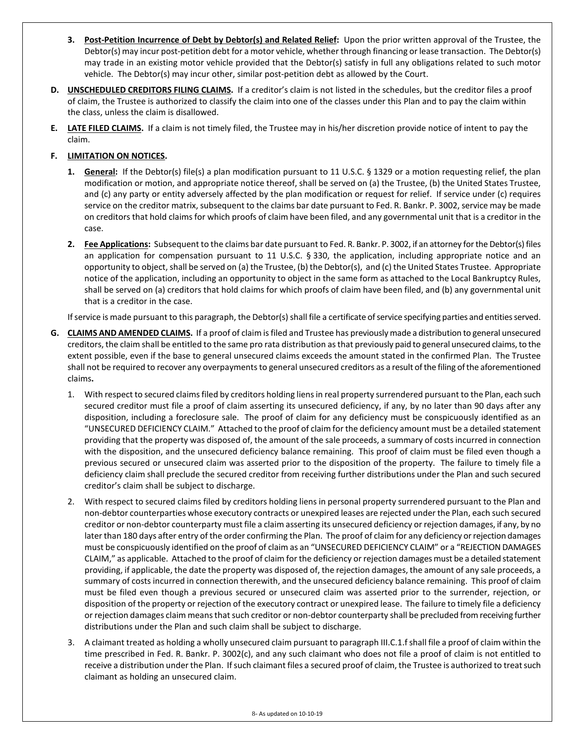3. **Post-Petition Incurrence of Debt by Debtor(s) and Related Relief:** Upon the prior written approval of the Trustee, the Debtor(s) may incur post-petition debt for a motor vehicle, whether through financing or lease transaction. The Debtor(s) may trade in an existing motor vehicle provided that the Debtor(s) satisfy in full any obligations related to such motor vehicle. The Debtor(s) may incur other, similar post-petition debt as allowed by the Court.

**D. UNSCHEDULED CREDITORS FILING CLAIMS.** If a creditor's claim is not listed in the schedules, but the creditor files a proof of claim, the Trustee is authorized to classify the claim into one of the classes under this Plan and to pay the claim within the class, unless the claim is disallowed.

**E. LATE FILED CLAIMS.** If a claim is not timely filed, the Trustee may in his/her discretion provide notice of intent to pay the claim.

**F. LIMITATION ON NOTICES.**

1. **General:** If the Debtor(s) file(s) a plan modification pursuant to 11 U.S.C. § 1329 or a motion requesting relief, the plan modification or motion, and appropriate notice thereof, shall be served on (a) the Trustee, (b) the United States Trustee, and (c) any party or entity adversely affected by the plan modification or request for relief. If service under (c) requires service on the creditor matrix, subsequent to the claims bar date pursuant to Fed. R. Bankr. P. 3002, service may be made on creditors that hold claims for which proofs of claim have been filed, and any governmental unit that is a creditor in the case.

2. **Fee Applications:** Subsequent to the claims bar date pursuant to Fed. R. Bankr. P. 3002, if an attorney for the Debtor(s) files an application for compensation pursuant to 11 U.S.C. § 330, the application, including appropriate notice and an opportunity to object, shall be served on (a) the Trustee, (b) the Debtor(s), and (c) the United States Trustee. Appropriate notice of the application, including an opportunity to object in the same form as attached to the Local Bankruptcy Rules, shall be served on (a) creditors that hold claims for which proofs of claim have been filed, and (b) any governmental unit that is a creditor in the case.

If service is made pursuant to this paragraph, the Debtor(s) shall file a certificate of service specifying parties and entities served.

**G. CLAIMS AND AMENDED CLAIMS.** If a proof of claim is filed and Trustee has previously made a distribution to general unsecured creditors, the claim shall be entitled to the same pro rata distribution as that previously paid to general unsecured claims, to the extent possible, even if the base to general unsecured claims exceeds the amount stated in the confirmed Plan. The Trustee shall not be required to recover any overpayments to general unsecured creditors as a result of the filing of the aforementioned claims**.**

1. With respect to secured claims filed by creditors holding liens in real property surrendered pursuant to the Plan, each such secured creditor must file a proof of claim asserting its unsecured deficiency, if any, by no later than 90 days after any disposition, including a foreclosure sale. The proof of claim for any deficiency must be conspicuously identified as an "UNSECURED DEFICIENCY CLAIM." Attached to the proof of claim for the deficiency amount must be a detailed statement providing that the property was disposed of, the amount of the sale proceeds, a summary of costs incurred in connection with the disposition, and the unsecured deficiency balance remaining. This proof of claim must be filed even though a previous secured or unsecured claim was asserted prior to the disposition of the property. The failure to timely file a deficiency claim shall preclude the secured creditor from receiving further distributions under the Plan and such secured creditor's claim shall be subject to discharge.

2. With respect to secured claims filed by creditors holding liens in personal property surrendered pursuant to the Plan and non-debtor counterparties whose executory contracts or unexpired leases are rejected under the Plan, each such secured creditor or non-debtor counterparty must file a claim asserting its unsecured deficiency or rejection damages, if any, by no later than 180 days after entry of the order confirming the Plan. The proof of claim for any deficiency or rejection damages must be conspicuously identified on the proof of claim as an "UNSECURED DEFICIENCY CLAIM" or a "REJECTION DAMAGES CLAIM," as applicable. Attached to the proof of claim for the deficiency or rejection damages must be a detailed statement providing, if applicable, the date the property was disposed of, the rejection damages, the amount of any sale proceeds, a summary of costs incurred in connection therewith, and the unsecured deficiency balance remaining. This proof of claim must be filed even though a previous secured or unsecured claim was asserted prior to the surrender, rejection, or disposition of the property or rejection of the executory contract or unexpired lease. The failure to timely file a deficiency or rejection damages claim means that such creditor or non-debtor counterparty shall be precluded from receiving further distributions under the Plan and such claim shall be subject to discharge.

3. A claimant treated as holding a wholly unsecured claim pursuant to paragraph III.C.1.f shall file a proof of claim within the time prescribed in Fed. R. Bankr. P. 3002(c), and any such claimant who does not file a proof of claim is not entitled to receive a distribution under the Plan. If such claimant files a secured proof of claim, the Trustee is authorized to treat such claimant as holding an unsecured claim.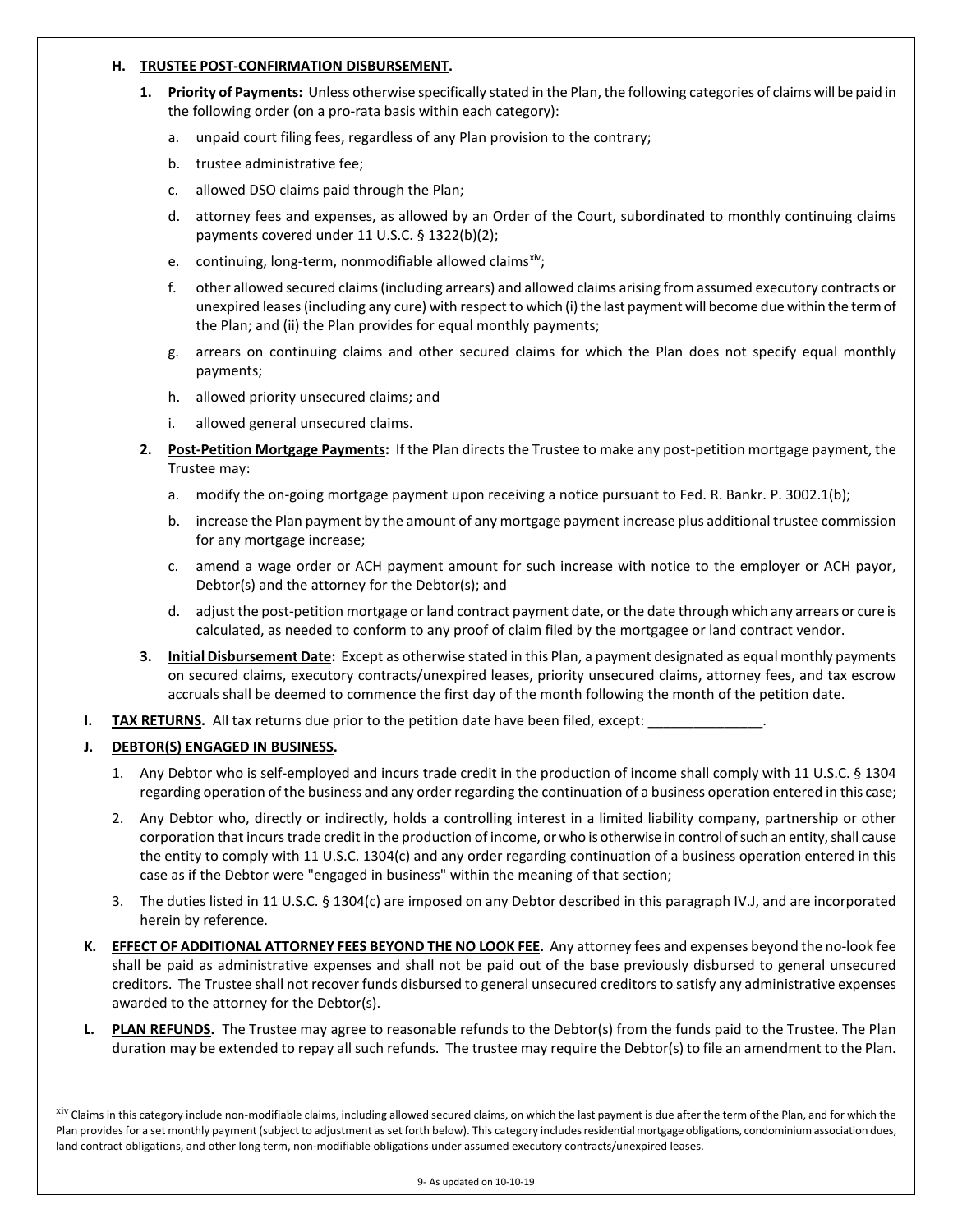**H. TRUSTEE POST-CONFIRMATION DISBURSEMENT.**

1. **Priority of Payments:** Unless otherwise specifically stated in the Plan, the following categories of claims will be paid in the following order (on a pro-rata basis within each category):

   a. unpaid court filing fees, regardless of any Plan provision to the contrary;

   b. trustee administrative fee;

   c. allowed DSO claims paid through the Plan;

   d. attorney fees and expenses, as allowed by an Order of the Court, subordinated to monthly continuing claims payments covered under 11 U.S.C. § 1322(b)(2);

   e. continuing, long-term, nonmodifiable allowed claims[xiv];

   f. other allowed secured claims (including arrears) and allowed claims arising from assumed executory contracts or unexpired leases (including any cure) with respect to which (i) the last payment will become due within the term of the Plan; and (ii) the Plan provides for equal monthly payments;

   g. arrears on continuing claims and other secured claims for which the Plan does not specify equal monthly payments;

   h. allowed priority unsecured claims; and

   i. allowed general unsecured claims.

2. **Post-Petition Mortgage Payments:** If the Plan directs the Trustee to make any post-petition mortgage payment, the Trustee may:

   a. modify the on-going mortgage payment upon receiving a notice pursuant to Fed. R. Bankr. P. 3002.1(b);

   b. increase the Plan payment by the amount of any mortgage payment increase plus additional trustee commission for any mortgage increase;

   c. amend a wage order or ACH payment amount for such increase with notice to the employer or ACH payor, Debtor(s) and the attorney for the Debtor(s); and

   d. adjust the post-petition mortgage or land contract payment date, or the date through which any arrears or cure is calculated, as needed to conform to any proof of claim filed by the mortgagee or land contract vendor.

3. **Initial Disbursement Date:** Except as otherwise stated in this Plan, a payment designated as equal monthly payments on secured claims, executory contracts/unexpired leases, priority unsecured claims, attorney fees, and tax escrow accruals shall be deemed to commence the first day of the month following the month of the petition date.

**I. TAX RETURNS.** All tax returns due prior to the petition date have been filed, except: _______________.

**J. DEBTOR(S) ENGAGED IN BUSINESS.**

1. Any Debtor who is self-employed and incurs trade credit in the production of income shall comply with 11 U.S.C. § 1304 regarding operation of the business and any order regarding the continuation of a business operation entered in this case;

2. Any Debtor who, directly or indirectly, holds a controlling interest in a limited liability company, partnership or other corporation that incurs trade credit in the production of income, or who is otherwise in control of such an entity, shall cause the entity to comply with 11 U.S.C. 1304(c) and any order regarding continuation of a business operation entered in this case as if the Debtor were "engaged in business" within the meaning of that section;

3. The duties listed in 11 U.S.C. § 1304(c) are imposed on any Debtor described in this paragraph IV.J, and are incorporated herein by reference.

**K. EFFECT OF ADDITIONAL ATTORNEY FEES BEYOND THE NO LOOK FEE.** Any attorney fees and expenses beyond the no-look fee shall be paid as administrative expenses and shall not be paid out of the base previously disbursed to general unsecured creditors. The Trustee shall not recover funds disbursed to general unsecured creditors to satisfy any administrative expenses awarded to the attorney for the Debtor(s).

**L. PLAN REFUNDS.** The Trustee may agree to reasonable refunds to the Debtor(s) from the funds paid to the Trustee. The Plan duration may be extended to repay all such refunds. The trustee may require the Debtor(s) to file an amendment to the Plan.

---

[xiv] Claims in this category include non-modifiable claims, including allowed secured claims, on which the last payment is due after the term of the Plan, and for which the Plan provides for a set monthly payment (subject to adjustment as set forth below). This category includes residential mortgage obligations, condominium association dues, land contract obligations, and other long term, non-modifiable obligations under assumed executory contracts/unexpired leases.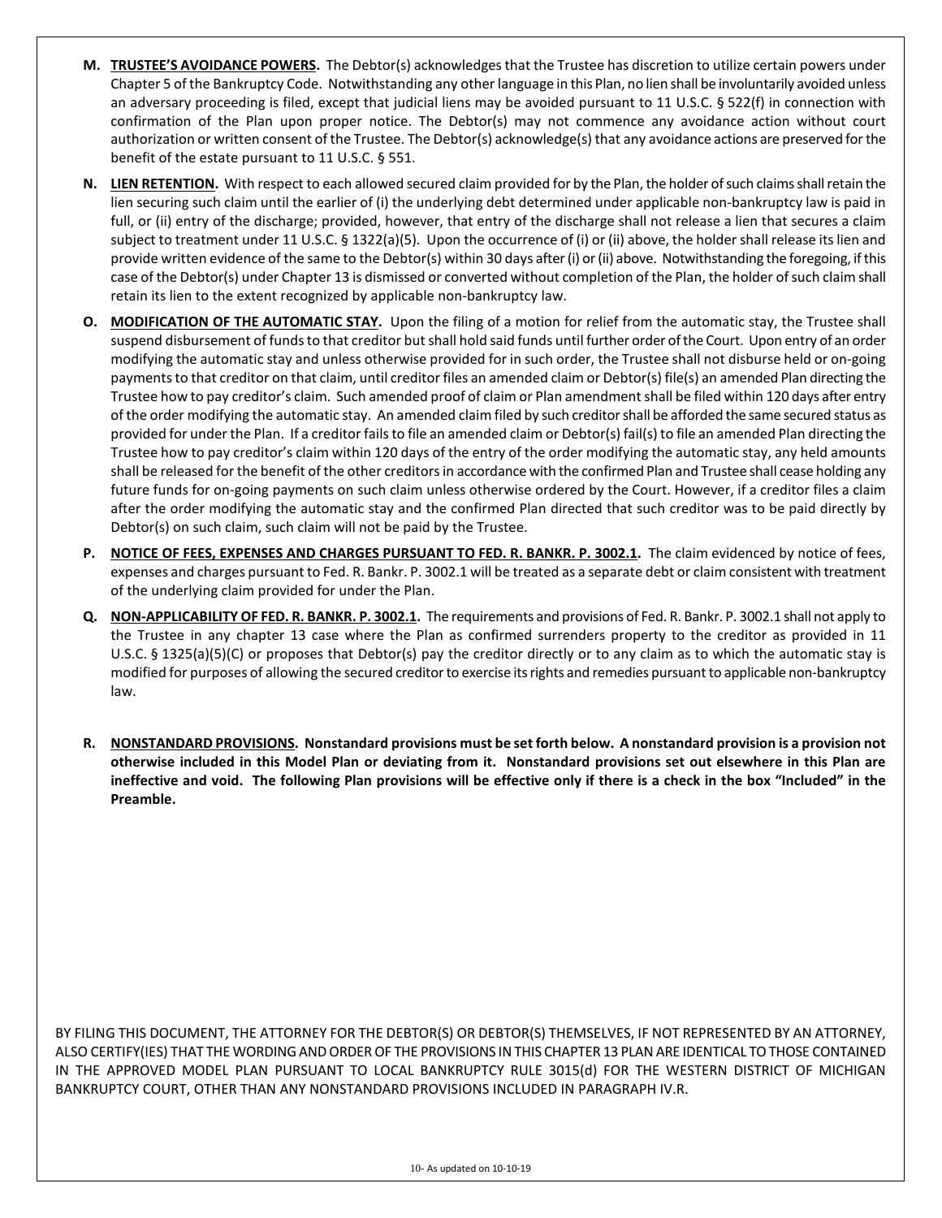**M. TRUSTEE'S AVOIDANCE POWERS.** The Debtor(s) acknowledges that the Trustee has discretion to utilize certain powers under Chapter 5 of the Bankruptcy Code. Notwithstanding any other language in this Plan, no lien shall be involuntarily avoided unless an adversary proceeding is filed, except that judicial liens may be avoided pursuant to 11 U.S.C. § 522(f) in connection with confirmation of the Plan upon proper notice. The Debtor(s) may not commence any avoidance action without court authorization or written consent of the Trustee. The Debtor(s) acknowledge(s) that any avoidance actions are preserved for the benefit of the estate pursuant to 11 U.S.C. § 551.

**N. LIEN RETENTION.** With respect to each allowed secured claim provided for by the Plan, the holder of such claims shall retain the lien securing such claim until the earlier of (i) the underlying debt determined under applicable non-bankruptcy law is paid in full, or (ii) entry of the discharge; provided, however, that entry of the discharge shall not release a lien that secures a claim subject to treatment under 11 U.S.C. § 1322(a)(5). Upon the occurrence of (i) or (ii) above, the holder shall release its lien and provide written evidence of the same to the Debtor(s) within 30 days after (i) or (ii) above. Notwithstanding the foregoing, if this case of the Debtor(s) under Chapter 13 is dismissed or converted without completion of the Plan, the holder of such claim shall retain its lien to the extent recognized by applicable non-bankruptcy law.

**O. MODIFICATION OF THE AUTOMATIC STAY.** Upon the filing of a motion for relief from the automatic stay, the Trustee shall suspend disbursement of funds to that creditor but shall hold said funds until further order of the Court. Upon entry of an order modifying the automatic stay and unless otherwise provided for in such order, the Trustee shall not disburse held or on-going payments to that creditor on that claim, until creditor files an amended claim or Debtor(s) file(s) an amended Plan directing the Trustee how to pay creditor's claim. Such amended proof of claim or Plan amendment shall be filed within 120 days after entry of the order modifying the automatic stay. An amended claim filed by such creditor shall be afforded the same secured status as provided for under the Plan. If a creditor fails to file an amended claim or Debtor(s) fail(s) to file an amended Plan directing the Trustee how to pay creditor's claim within 120 days of the entry of the order modifying the automatic stay, any held amounts shall be released for the benefit of the other creditors in accordance with the confirmed Plan and Trustee shall cease holding any future funds for on-going payments on such claim unless otherwise ordered by the Court. However, if a creditor files a claim after the order modifying the automatic stay and the confirmed Plan directed that such creditor was to be paid directly by Debtor(s) on such claim, such claim will not be paid by the Trustee.

**P. NOTICE OF FEES, EXPENSES AND CHARGES PURSUANT TO FED. R. BANKR. P. 3002.1.** The claim evidenced by notice of fees, expenses and charges pursuant to Fed. R. Bankr. P. 3002.1 will be treated as a separate debt or claim consistent with treatment of the underlying claim provided for under the Plan.

**Q. NON-APPLICABILITY OF FED. R. BANKR. P. 3002.1.** The requirements and provisions of Fed. R. Bankr. P. 3002.1 shall not apply to the Trustee in any chapter 13 case where the Plan as confirmed surrenders property to the creditor as provided in 11 U.S.C. § 1325(a)(5)(C) or proposes that Debtor(s) pay the creditor directly or to any claim as to which the automatic stay is modified for purposes of allowing the secured creditor to exercise its rights and remedies pursuant to applicable non-bankruptcy law.

**R. NONSTANDARD PROVISIONS. Nonstandard provisions must be set forth below. A nonstandard provision is a provision not otherwise included in this Model Plan or deviating from it. Nonstandard provisions set out elsewhere in this Plan are ineffective and void. The following Plan provisions will be effective only if there is a check in the box "Included" in the Preamble.**

BY FILING THIS DOCUMENT, THE ATTORNEY FOR THE DEBTOR(S) OR DEBTOR(S) THEMSELVES, IF NOT REPRESENTED BY AN ATTORNEY, ALSO CERTIFY(IES) THAT THE WORDING AND ORDER OF THE PROVISIONS IN THIS CHAPTER 13 PLAN ARE IDENTICAL TO THOSE CONTAINED IN THE APPROVED MODEL PLAN PURSUANT TO LOCAL BANKRUPTCY RULE 3015(d) FOR THE WESTERN DISTRICT OF MICHIGAN BANKRUPTCY COURT, OTHER THAN ANY NONSTANDARD PROVISIONS INCLUDED IN PARAGRAPH IV.R.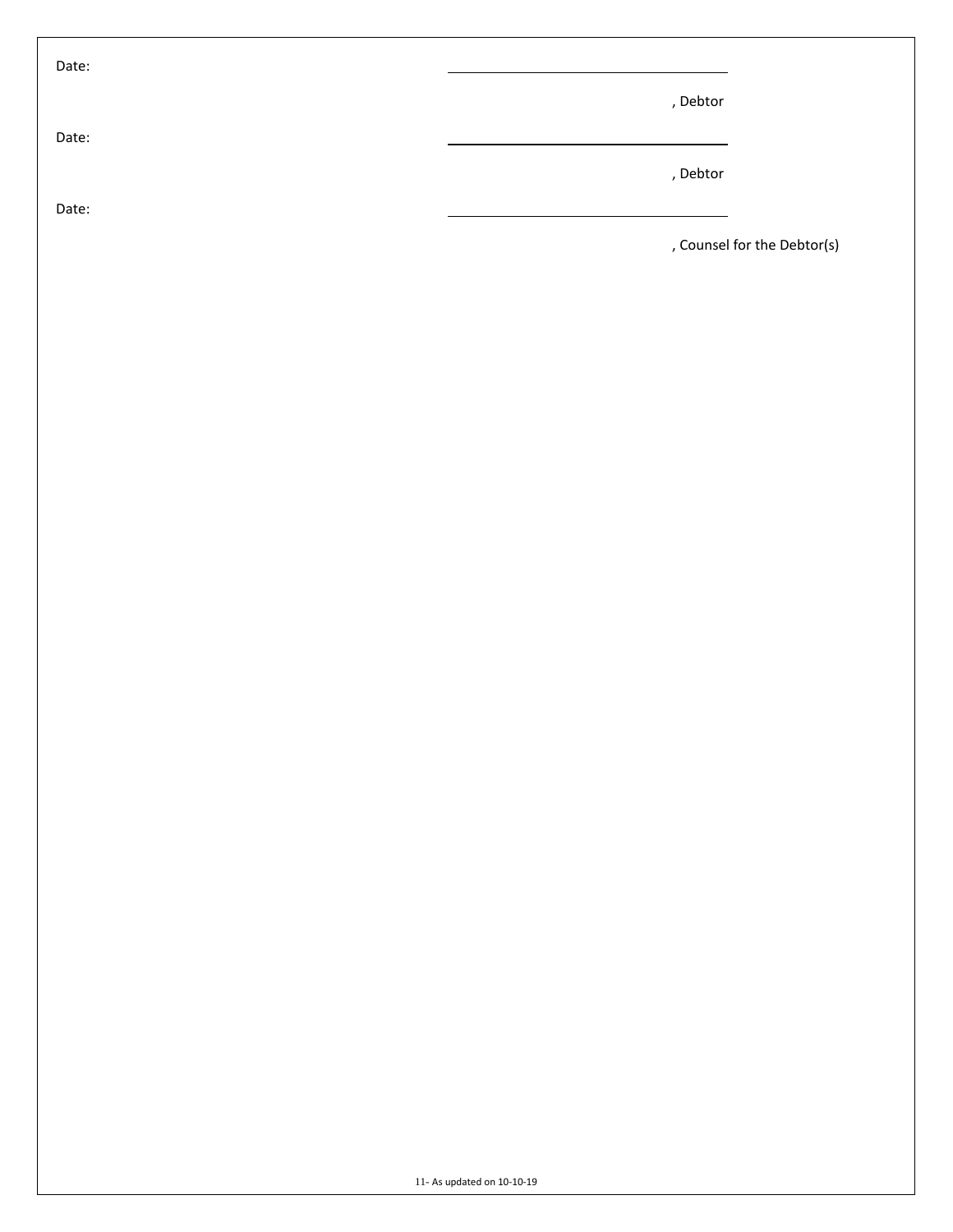Date: \_\_\_\_\_\_\_\_\_\_\_\_\_\_\_\_\_\_\_\_\_\_\_\_\_\_\_\_\_\_, Debtor

Date: \_\_\_\_\_\_\_\_\_\_\_\_\_\_\_\_\_\_\_\_\_\_\_\_\_\_\_\_\_\_, Debtor

Date: \_\_\_\_\_\_\_\_\_\_\_\_\_\_\_\_\_\_\_\_\_\_\_\_\_\_\_\_\_\_, Counsel for the Debtor(s)

11- As updated on 10-10-19